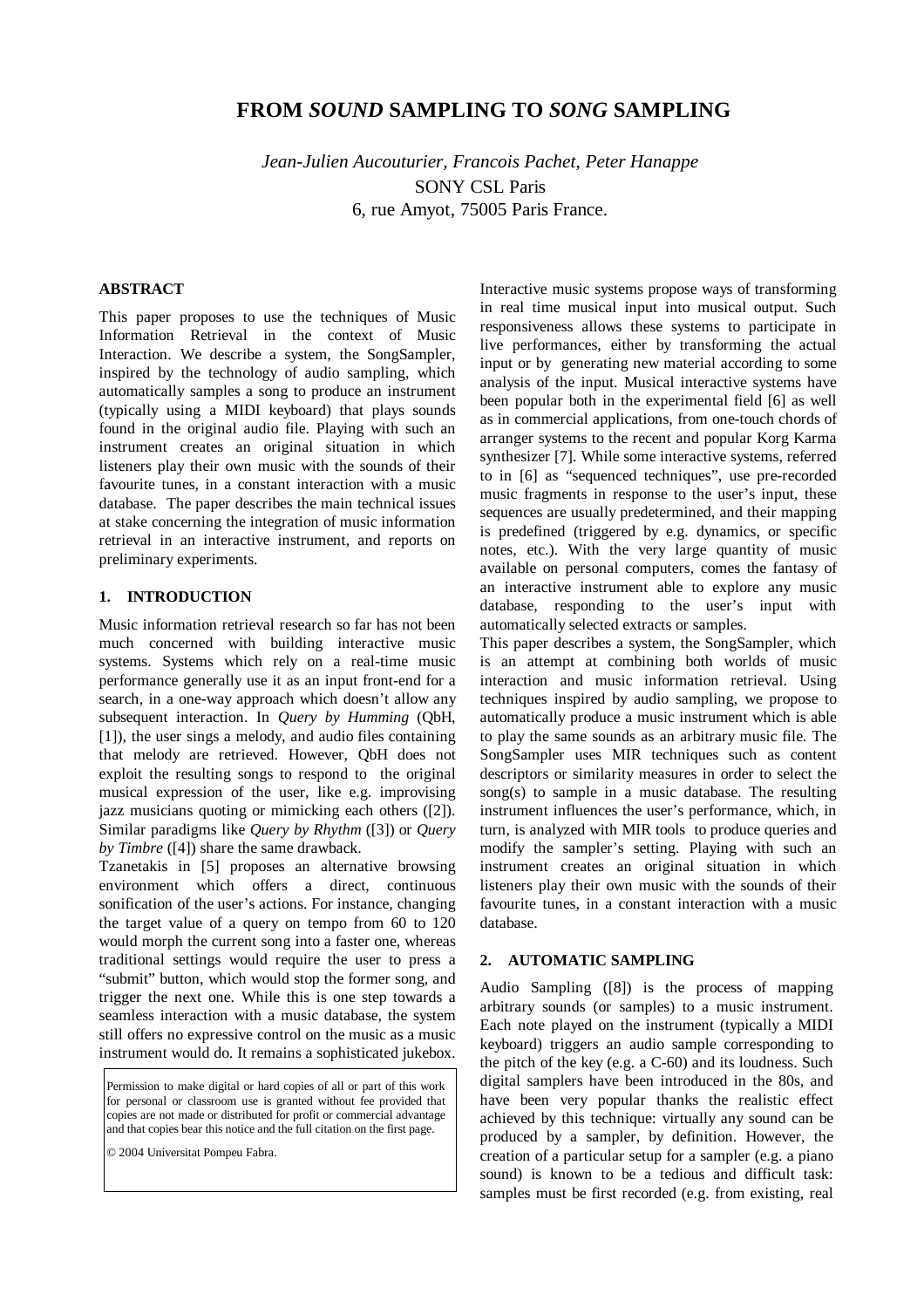# FROM *SOUND* SAMPLING TO *SONG* SAMPLING

*Jean-Julien Aucouturier, Francois Pachet, Peter Hanappe*
SONY CSL Paris
6, rue Amyot, 75005 Paris France.

## ABSTRACT

This paper proposes to use the techniques of Music Information Retrieval in the context of Music Interaction. We describe a system, the SongSampler, inspired by the technology of audio sampling, which automatically samples a song to produce an instrument (typically using a MIDI keyboard) that plays sounds found in the original audio file. Playing with such an instrument creates an original situation in which listeners play their own music with the sounds of their favourite tunes, in a constant interaction with a music database. The paper describes the main technical issues at stake concerning the integration of music information retrieval in an interactive instrument, and reports on preliminary experiments.

## 1. INTRODUCTION

Music information retrieval research so far has not been much concerned with building interactive music systems. Systems which rely on a real-time music performance generally use it as an input front-end for a search, in a one-way approach which doesn't allow any subsequent interaction. In *Query by Humming* (QbH, [1]), the user sings a melody, and audio files containing that melody are retrieved. However, QbH does not exploit the resulting songs to respond to the original musical expression of the user, like e.g. improvising jazz musicians quoting or mimicking each others ([2]). Similar paradigms like *Query by Rhythm* ([3]) or *Query by Timbre* ([4]) share the same drawback.

Tzanetakis in [5] proposes an alternative browsing environment which offers a direct, continuous sonification of the user's actions. For instance, changing the target value of a query on tempo from 60 to 120 would morph the current song into a faster one, whereas traditional settings would require the user to press a "submit" button, which would stop the former song, and trigger the next one. While this is one step towards a seamless interaction with a music database, the system still offers no expressive control on the music as a music instrument would do. It remains a sophisticated jukebox.

Permission to make digital or hard copies of all or part of this work for personal or classroom use is granted without fee provided that copies are not made or distributed for profit or commercial advantage and that copies bear this notice and the full citation on the first page.

© 2004 Universitat Pompeu Fabra.

Interactive music systems propose ways of transforming in real time musical input into musical output. Such responsiveness allows these systems to participate in live performances, either by transforming the actual input or by generating new material according to some analysis of the input. Musical interactive systems have been popular both in the experimental field [6] as well as in commercial applications, from one-touch chords of arranger systems to the recent and popular Korg Karma synthesizer [7]. While some interactive systems, referred to in [6] as "sequenced techniques", use pre-recorded music fragments in response to the user's input, these sequences are usually predetermined, and their mapping is predefined (triggered by e.g. dynamics, or specific notes, etc.). With the very large quantity of music available on personal computers, comes the fantasy of an interactive instrument able to explore any music database, responding to the user's input with automatically selected extracts or samples.

This paper describes a system, the SongSampler, which is an attempt at combining both worlds of music interaction and music information retrieval. Using techniques inspired by audio sampling, we propose to automatically produce a music instrument which is able to play the same sounds as an arbitrary music file. The SongSampler uses MIR techniques such as content descriptors or similarity measures in order to select the song(s) to sample in a music database. The resulting instrument influences the user's performance, which, in turn, is analyzed with MIR tools to produce queries and modify the sampler's setting. Playing with such an instrument creates an original situation in which listeners play their own music with the sounds of their favourite tunes, in a constant interaction with a music database.

## 2. AUTOMATIC SAMPLING

Audio Sampling ([8]) is the process of mapping arbitrary sounds (or samples) to a music instrument. Each note played on the instrument (typically a MIDI keyboard) triggers an audio sample corresponding to the pitch of the key (e.g. a C-60) and its loudness. Such digital samplers have been introduced in the 80s, and have been very popular thanks the realistic effect achieved by this technique: virtually any sound can be produced by a sampler, by definition. However, the creation of a particular setup for a sampler (e.g. a piano sound) is known to be a tedious and difficult task: samples must be first recorded (e.g. from existing, real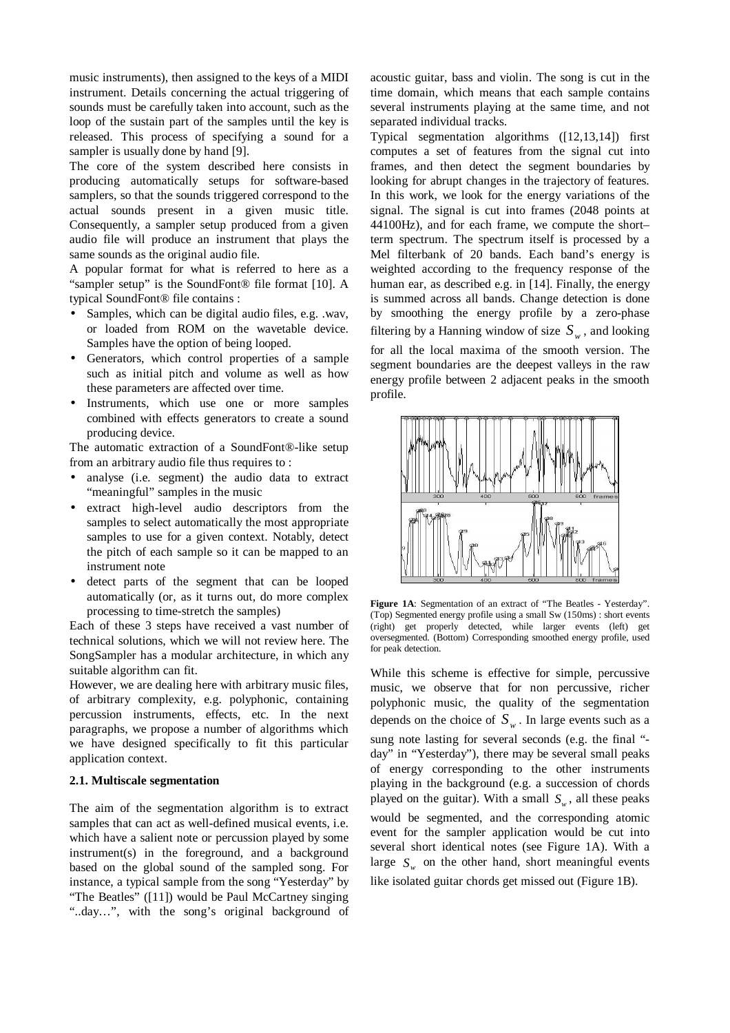music instruments), then assigned to the keys of a MIDI instrument. Details concerning the actual triggering of sounds must be carefully taken into account, such as the loop of the sustain part of the samples until the key is released. This process of specifying a sound for a sampler is usually done by hand [9].

The core of the system described here consists in producing automatically setups for software-based samplers, so that the sounds triggered correspond to the actual sounds present in a given music title. Consequently, a sampler setup produced from a given audio file will produce an instrument that plays the same sounds as the original audio file.

A popular format for what is referred to here as a "sampler setup" is the SoundFont® file format [10]. A typical SoundFont® file contains :

- Samples, which can be digital audio files, e.g. .wav, or loaded from ROM on the wavetable device. Samples have the option of being looped.
- Generators, which control properties of a sample such as initial pitch and volume as well as how these parameters are affected over time.
- Instruments, which use one or more samples combined with effects generators to create a sound producing device.

The automatic extraction of a SoundFont®-like setup from an arbitrary audio file thus requires to :

- analyse (i.e. segment) the audio data to extract "meaningful" samples in the music
- extract high-level audio descriptors from the samples to select automatically the most appropriate samples to use for a given context. Notably, detect the pitch of each sample so it can be mapped to an instrument note
- detect parts of the segment that can be looped automatically (or, as it turns out, do more complex processing to time-stretch the samples)

Each of these 3 steps have received a vast number of technical solutions, which we will not review here. The SongSampler has a modular architecture, in which any suitable algorithm can fit.

However, we are dealing here with arbitrary music files, of arbitrary complexity, e.g. polyphonic, containing percussion instruments, effects, etc. In the next paragraphs, we propose a number of algorithms which we have designed specifically to fit this particular application context.

### 2.1. Multiscale segmentation

The aim of the segmentation algorithm is to extract samples that can act as well-defined musical events, i.e. which have a salient note or percussion played by some instrument(s) in the foreground, and a background based on the global sound of the sampled song. For instance, a typical sample from the song "Yesterday" by "The Beatles" ([11]) would be Paul McCartney singing "..day…", with the song's original background of acoustic guitar, bass and violin. The song is cut in the time domain, which means that each sample contains several instruments playing at the same time, and not separated individual tracks.

Typical segmentation algorithms ([12,13,14]) first computes a set of features from the signal cut into frames, and then detect the segment boundaries by looking for abrupt changes in the trajectory of features. In this work, we look for the energy variations of the signal. The signal is cut into frames (2048 points at 44100Hz), and for each frame, we compute the short–term spectrum. The spectrum itself is processed by a Mel filterbank of 20 bands. Each band's energy is weighted according to the frequency response of the human ear, as described e.g. in [14]. Finally, the energy is summed across all bands. Change detection is done by smoothing the energy profile by a zero-phase filtering by a Hanning window of size $S_w$, and looking for all the local maxima of the smooth version. The segment boundaries are the deepest valleys in the raw energy profile between 2 adjacent peaks in the smooth profile.

**Figure 1A**: Segmentation of an extract of "The Beatles - Yesterday". (Top) Segmented energy profile using a small Sw (150ms) : short events (right) get properly detected, while larger events (left) get oversegmented. (Bottom) Corresponding smoothed energy profile, used for peak detection.

While this scheme is effective for simple, percussive music, we observe that for non percussive, richer polyphonic music, the quality of the segmentation depends on the choice of $S_w$. In large events such as a sung note lasting for several seconds (e.g. the final "-day" in "Yesterday"), there may be several small peaks of energy corresponding to the other instruments playing in the background (e.g. a succession of chords played on the guitar). With a small $S_w$, all these peaks would be segmented, and the corresponding atomic event for the sampler application would be cut into several short identical notes (see Figure 1A). With a large $S_w$ on the other hand, short meaningful events like isolated guitar chords get missed out (Figure 1B).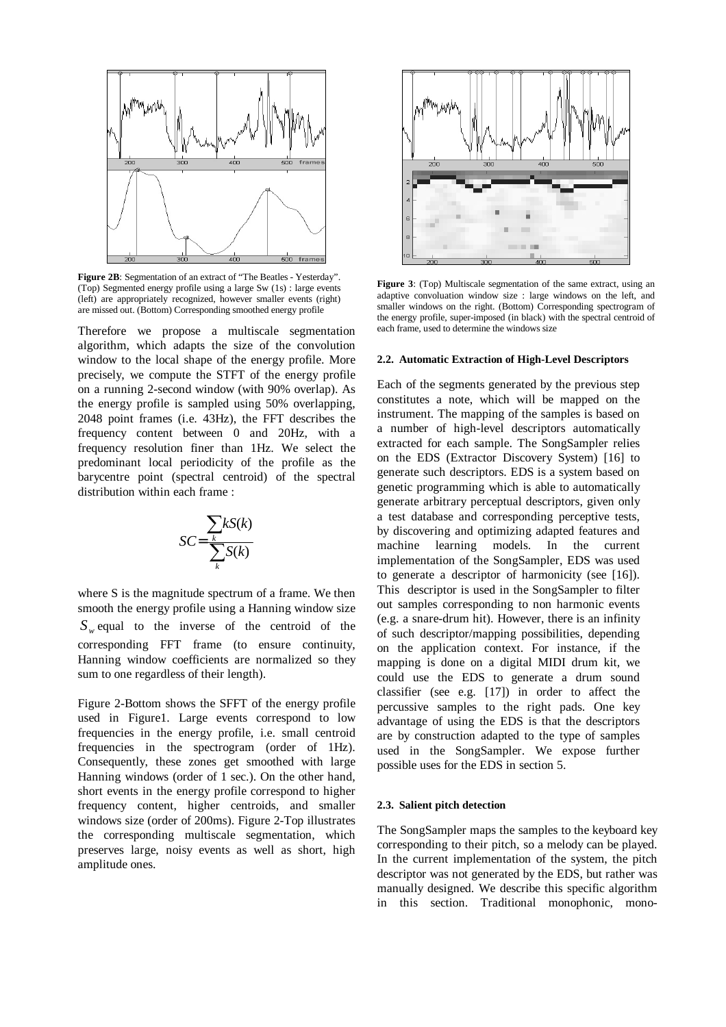**Figure 2B**: Segmentation of an extract of "The Beatles - Yesterday". (Top) Segmented energy profile using a large Sw (1s) : large events (left) are appropriately recognized, however smaller events (right) are missed out. (Bottom) Corresponding smoothed energy profile

Therefore we propose a multiscale segmentation algorithm, which adapts the size of the convolution window to the local shape of the energy profile. More precisely, we compute the STFT of the energy profile on a running 2-second window (with 90% overlap). As the energy profile is sampled using 50% overlapping, 2048 point frames (i.e. 43Hz), the FFT describes the frequency content between 0 and 20Hz, with a frequency resolution finer than 1Hz. We select the predominant local periodicity of the profile as the barycentre point (spectral centroid) of the spectral distribution within each frame :

$$SC = \frac{\sum_k kS(k)}{\sum_k S(k)}$$

where S is the magnitude spectrum of a frame. We then smooth the energy profile using a Hanning window size $S_w$ equal to the inverse of the centroid of the corresponding FFT frame (to ensure continuity, Hanning window coefficients are normalized so they sum to one regardless of their length).

Figure 2-Bottom shows the SFFT of the energy profile used in Figure1. Large events correspond to low frequencies in the energy profile, i.e. small centroid frequencies in the spectrogram (order of 1Hz). Consequently, these zones get smoothed with large Hanning windows (order of 1 sec.). On the other hand, short events in the energy profile correspond to higher frequency content, higher centroids, and smaller windows size (order of 200ms). Figure 2-Top illustrates the corresponding multiscale segmentation, which preserves large, noisy events as well as short, high amplitude ones.

**Figure 3**: (Top) Multiscale segmentation of the same extract, using an adaptive convoluation window size : large windows on the left, and smaller windows on the right. (Bottom) Corresponding spectrogram of the energy profile, super-imposed (in black) with the spectral centroid of each frame, used to determine the windows size

### 2.2. Automatic Extraction of High-Level Descriptors

Each of the segments generated by the previous step constitutes a note, which will be mapped on the instrument. The mapping of the samples is based on a number of high-level descriptors automatically extracted for each sample. The SongSampler relies on the EDS (Extractor Discovery System) [16] to generate such descriptors. EDS is a system based on genetic programming which is able to automatically generate arbitrary perceptual descriptors, given only a test database and corresponding perceptive tests, by discovering and optimizing adapted features and machine learning models. In the current implementation of the SongSampler, EDS was used to generate a descriptor of harmonicity (see [16]). This descriptor is used in the SongSampler to filter out samples corresponding to non harmonic events (e.g. a snare-drum hit). However, there is an infinity of such descriptor/mapping possibilities, depending on the application context. For instance, if the mapping is done on a digital MIDI drum kit, we could use the EDS to generate a drum sound classifier (see e.g. [17]) in order to affect the percussive samples to the right pads. One key advantage of using the EDS is that the descriptors are by construction adapted to the type of samples used in the SongSampler. We expose further possible uses for the EDS in section 5.

### 2.3. Salient pitch detection

The SongSampler maps the samples to the keyboard key corresponding to their pitch, so a melody can be played. In the current implementation of the system, the pitch descriptor was not generated by the EDS, but rather was manually designed. We describe this specific algorithm in this section. Traditional monophonic, mono-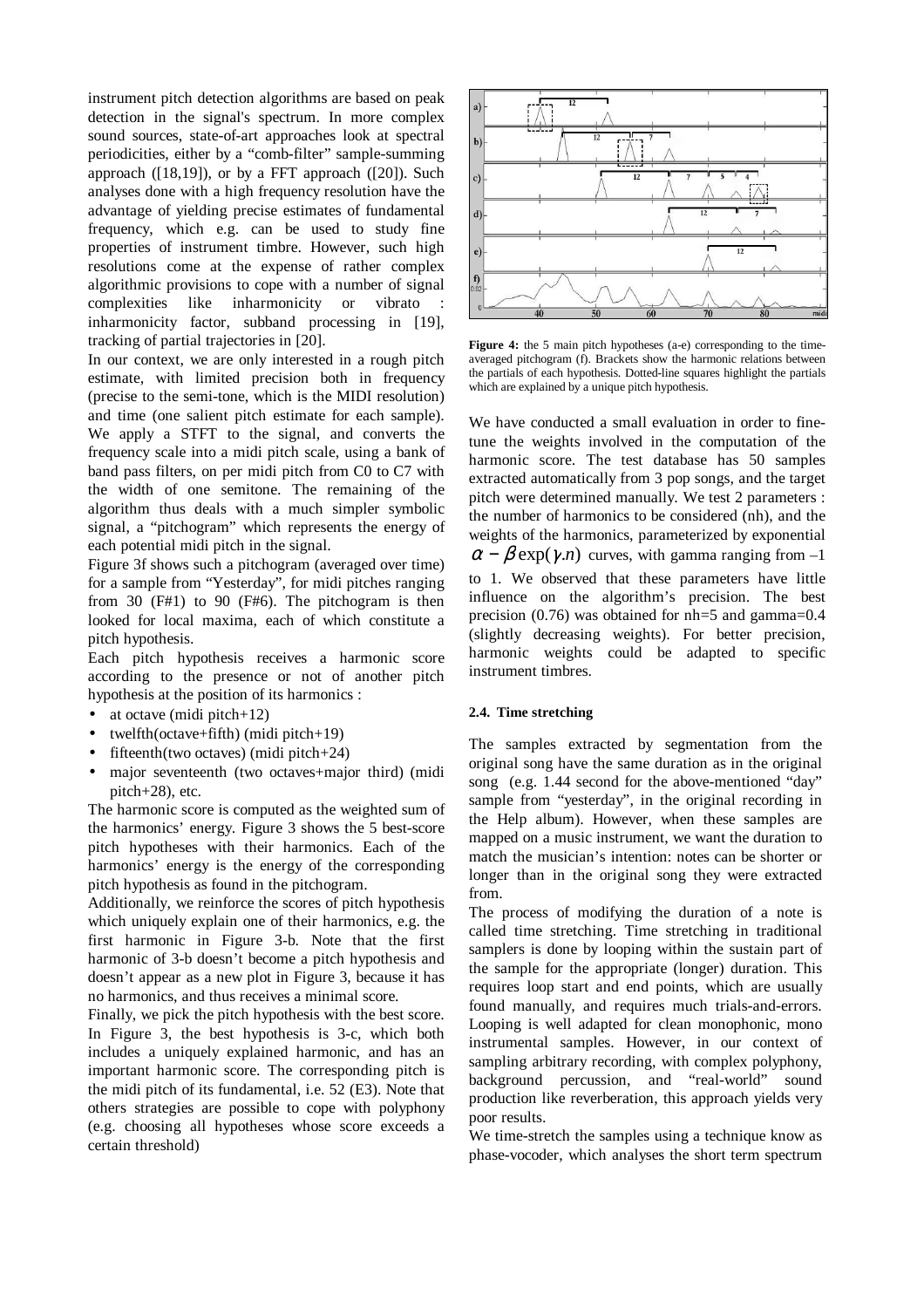instrument pitch detection algorithms are based on peak detection in the signal's spectrum. In more complex sound sources, state-of-art approaches look at spectral periodicities, either by a "comb-filter" sample-summing approach ([18,19]), or by a FFT approach ([20]). Such analyses done with a high frequency resolution have the advantage of yielding precise estimates of fundamental frequency, which e.g. can be used to study fine properties of instrument timbre. However, such high resolutions come at the expense of rather complex algorithmic provisions to cope with a number of signal complexities like inharmonicity or vibrato : inharmonicity factor, subband processing in [19], tracking of partial trajectories in [20].

In our context, we are only interested in a rough pitch estimate, with limited precision both in frequency (precise to the semi-tone, which is the MIDI resolution) and time (one salient pitch estimate for each sample). We apply a STFT to the signal, and converts the frequency scale into a midi pitch scale, using a bank of band pass filters, on per midi pitch from C0 to C7 with the width of one semitone. The remaining of the algorithm thus deals with a much simpler symbolic signal, a "pitchogram" which represents the energy of each potential midi pitch in the signal.

Figure 3f shows such a pitchogram (averaged over time) for a sample from "Yesterday", for midi pitches ranging from 30 (F#1) to 90 (F#6). The pitchogram is then looked for local maxima, each of which constitute a pitch hypothesis.

Each pitch hypothesis receives a harmonic score according to the presence or not of another pitch hypothesis at the position of its harmonics :

- at octave (midi pitch+12)
- twelfth(octave+fifth) (midi pitch+19)
- fifteenth(two octaves) (midi pitch+24)
- major seventeenth (two octaves+major third) (midi pitch+28), etc.

The harmonic score is computed as the weighted sum of the harmonics' energy. Figure 3 shows the 5 best-score pitch hypotheses with their harmonics. Each of the harmonics' energy is the energy of the corresponding pitch hypothesis as found in the pitchogram.

Additionally, we reinforce the scores of pitch hypothesis which uniquely explain one of their harmonics, e.g. the first harmonic in Figure 3-b. Note that the first harmonic of 3-b doesn't become a pitch hypothesis and doesn't appear as a new plot in Figure 3, because it has no harmonics, and thus receives a minimal score.

Finally, we pick the pitch hypothesis with the best score. In Figure 3, the best hypothesis is 3-c, which both includes a uniquely explained harmonic, and has an important harmonic score. The corresponding pitch is the midi pitch of its fundamental, i.e. 52 (E3). Note that others strategies are possible to cope with polyphony (e.g. choosing all hypotheses whose score exceeds a certain threshold)

**Figure 4:** the 5 main pitch hypotheses (a-e) corresponding to the time-averaged pitchogram (f). Brackets show the harmonic relations between the partials of each hypothesis. Dotted-line squares highlight the partials which are explained by a unique pitch hypothesis.

We have conducted a small evaluation in order to fine-tune the weights involved in the computation of the harmonic score. The test database has 50 samples extracted automatically from 3 pop songs, and the target pitch were determined manually. We test 2 parameters : the number of harmonics to be considered (nh), and the weights of the harmonics, parameterized by exponential $\alpha - \beta \exp(\gamma . n)$ curves, with gamma ranging from –1 to 1. We observed that these parameters have little influence on the algorithm's precision. The best precision (0.76) was obtained for nh=5 and gamma=0.4 (slightly decreasing weights). For better precision, harmonic weights could be adapted to specific instrument timbres.

#### 2.4. Time stretching

The samples extracted by segmentation from the original song have the same duration as in the original song (e.g. 1.44 second for the above-mentioned "day" sample from "yesterday", in the original recording in the Help album). However, when these samples are mapped on a music instrument, we want the duration to match the musician's intention: notes can be shorter or longer than in the original song they were extracted from.

The process of modifying the duration of a note is called time stretching. Time stretching in traditional samplers is done by looping within the sustain part of the sample for the appropriate (longer) duration. This requires loop start and end points, which are usually found manually, and requires much trials-and-errors. Looping is well adapted for clean monophonic, mono instrumental samples. However, in our context of sampling arbitrary recording, with complex polyphony, background percussion, and "real-world" sound production like reverberation, this approach yields very poor results.

We time-stretch the samples using a technique know as phase-vocoder, which analyses the short term spectrum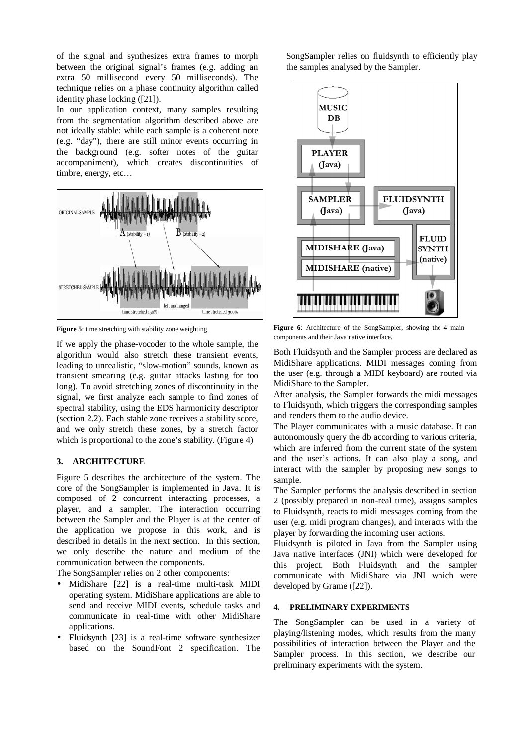of the signal and synthesizes extra frames to morph between the original signal's frames (e.g. adding an extra 50 millisecond every 50 milliseconds). The technique relies on a phase continuity algorithm called identity phase locking ([21]).

In our application context, many samples resulting from the segmentation algorithm described above are not ideally stable: while each sample is a coherent note (e.g. "day"), there are still minor events occurring in the background (e.g. softer notes of the guitar accompaniment), which creates discontinuities of timbre, energy, etc…

**Figure 5**: time stretching with stability zone weighting

If we apply the phase-vocoder to the whole sample, the algorithm would also stretch these transient events, leading to unrealistic, "slow-motion" sounds, known as transient smearing (e.g. guitar attacks lasting for too long). To avoid stretching zones of discontinuity in the signal, we first analyze each sample to find zones of spectral stability, using the EDS harmonicity descriptor (section 2.2). Each stable zone receives a stability score, and we only stretch these zones, by a stretch factor which is proportional to the zone's stability. (Figure 4)

## 3. ARCHITECTURE

Figure 5 describes the architecture of the system. The core of the SongSampler is implemented in Java. It is composed of 2 concurrent interacting processes, a player, and a sampler. The interaction occurring between the Sampler and the Player is at the center of the application we propose in this work, and is described in details in the next section. In this section, we only describe the nature and medium of the communication between the components.

The SongSampler relies on 2 other components:

- MidiShare [22] is a real-time multi-task MIDI operating system. MidiShare applications are able to send and receive MIDI events, schedule tasks and communicate in real-time with other MidiShare applications.
- Fluidsynth [23] is a real-time software synthesizer based on the SoundFont 2 specification. The SongSampler relies on fluidsynth to efficiently play the samples analysed by the Sampler.

**Figure 6**: Architecture of the SongSampler, showing the 4 main components and their Java native interface.

Both Fluidsynth and the Sampler process are declared as MidiShare applications. MIDI messages coming from the user (e.g. through a MIDI keyboard) are routed via MidiShare to the Sampler.

After analysis, the Sampler forwards the midi messages to Fluidsynth, which triggers the corresponding samples and renders them to the audio device.

The Player communicates with a music database. It can autonomously query the db according to various criteria, which are inferred from the current state of the system and the user's actions. It can also play a song, and interact with the sampler by proposing new songs to sample.

The Sampler performs the analysis described in section 2 (possibly prepared in non-real time), assigns samples to Fluidsynth, reacts to midi messages coming from the user (e.g. midi program changes), and interacts with the player by forwarding the incoming user actions.

Fluidsynth is piloted in Java from the Sampler using Java native interfaces (JNI) which were developed for this project. Both Fluidsynth and the sampler communicate with MidiShare via JNI which were developed by Grame ([22]).

## 4. PRELIMINARY EXPERIMENTS

The SongSampler can be used in a variety of playing/listening modes, which results from the many possibilities of interaction between the Player and the Sampler process. In this section, we describe our preliminary experiments with the system.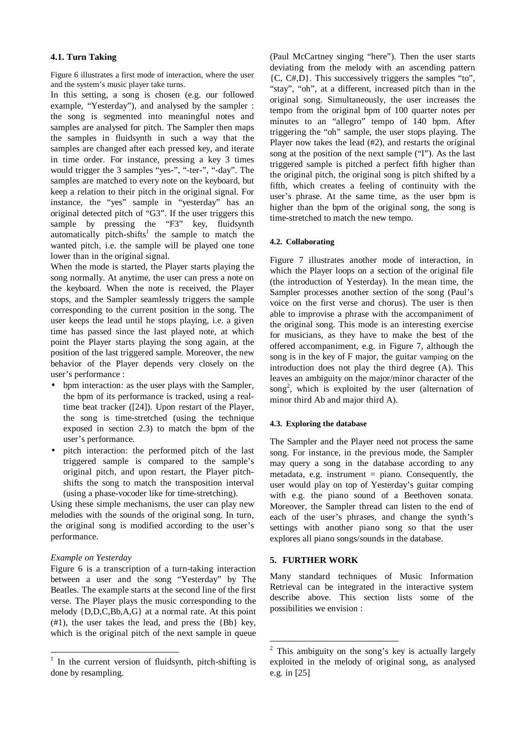### 4.1. Turn Taking

Figure 6 illustrates a first mode of interaction, where the user and the system's music player take turns.

In this setting, a song is chosen (e.g. our followed example, "Yesterday"), and analysed by the sampler : the song is segmented into meaningful notes and samples are analysed for pitch. The Sampler then maps the samples in fluidsynth in such a way that the samples are changed after each pressed key, and iterate in time order. For instance, pressing a key 3 times would trigger the 3 samples "yes-", "-ter-", "-day". The samples are matched to every note on the keyboard, but keep a relation to their pitch in the original signal. For instance, the "yes" sample in "yesterday" has an original detected pitch of "G3". If the user triggers this sample by pressing the "F3" key, fluidsynth automatically pitch-shifts[1] the sample to match the wanted pitch, i.e. the sample will be played one tone lower than in the original signal.

When the mode is started, the Player starts playing the song normally. At anytime, the user can press a note on the keyboard. When the note is received, the Player stops, and the Sampler seamlessly triggers the sample corresponding to the current position in the song. The user keeps the lead until he stops playing, i.e. a given time has passed since the last played note, at which point the Player starts playing the song again, at the position of the last triggered sample. Moreover, the new behavior of the Player depends very closely on the user's performance :

- bpm interaction: as the user plays with the Sampler, the bpm of its performance is tracked, using a real-time beat tracker ([24]). Upon restart of the Player, the song is time-stretched (using the technique exposed in section 2.3) to match the bpm of the user's performance.
- pitch interaction: the performed pitch of the last triggered sample is compared to the sample's original pitch, and upon restart, the Player pitch-shifts the song to match the transposition interval (using a phase-vocoder like for time-stretching).

Using these simple mechanisms, the user can play new melodies with the sounds of the original song. In turn, the original song is modified according to the user's performance.

*Example on Yesterday*

Figure 6 is a transcription of a turn-taking interaction between a user and the song "Yesterday" by The Beatles. The example starts at the second line of the first verse. The Player plays the music corresponding to the melody {D,D,C,Bb,A,G} at a normal rate. At this point (#1), the user takes the lead, and press the {Bb} key, which is the original pitch of the next sample in queue (Paul McCartney singing "here"). Then the user starts deviating from the melody with an ascending pattern {C, C#,D}. This successively triggers the samples "to", "stay", "oh", at a different, increased pitch than in the original song. Simultaneously, the user increases the tempo from the original bpm of 100 quarter notes per minutes to an "allegro" tempo of 140 bpm. After triggering the "oh" sample, the user stops playing. The Player now takes the lead (#2), and restarts the original song at the position of the next sample ("I"). As the last triggered sample is pitched a perfect fifth higher than the original pitch, the original song is pitch shifted by a fifth, which creates a feeling of continuity with the user's phrase. At the same time, as the user bpm is higher than the bpm of the original song, the song is time-stretched to match the new tempo.

#### 4.2. Collaborating

Figure 7 illustrates another mode of interaction, in which the Player loops on a section of the original file (the introduction of Yesterday). In the mean time, the Sampler processes another section of the song (Paul's voice on the first verse and chorus). The user is then able to improvise a phrase with the accompaniment of the original song. This mode is an interesting exercise for musicians, as they have to make the best of the offered accompaniment, e.g. in Figure 7, although the song is in the key of F major, the guitar vamping on the introduction does not play the third degree (A). This leaves an ambiguity on the major/minor character of the song[2], which is exploited by the user (alternation of minor third Ab and major third A).

#### 4.3. Exploring the database

The Sampler and the Player need not process the same song. For instance, in the previous mode, the Sampler may query a song in the database according to any metadata, e.g. instrument = piano. Consequently, the user would play on top of Yesterday's guitar comping with e.g. the piano sound of a Beethoven sonata. Moreover, the Sampler thread can listen to the end of each of the user's phrases, and change the synth's settings with another piano song so that the user explores all piano songs/sounds in the database.

## 5. FURTHER WORK

Many standard techniques of Music Information Retrieval can be integrated in the interactive system describe above. This section lists some of the possibilities we envision :

[1] In the current version of fluidsynth, pitch-shifting is done by resampling.

[2] This ambiguity on the song's key is actually largely exploited in the melody of original song, as analysed e.g. in [25]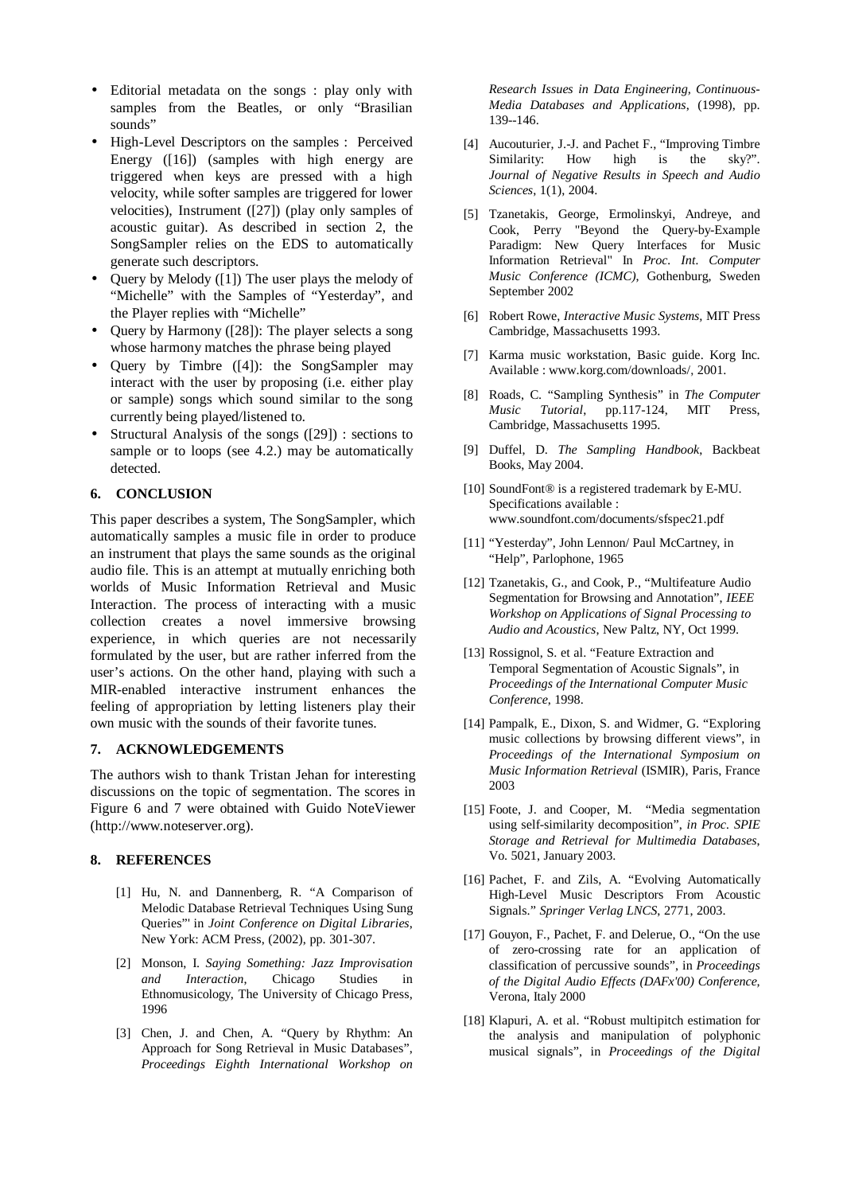- Editorial metadata on the songs : play only with samples from the Beatles, or only "Brasilian sounds"
- High-Level Descriptors on the samples : Perceived Energy ([16]) (samples with high energy are triggered when keys are pressed with a high velocity, while softer samples are triggered for lower velocities), Instrument ([27]) (play only samples of acoustic guitar). As described in section 2, the SongSampler relies on the EDS to automatically generate such descriptors.
- Query by Melody ([1]) The user plays the melody of "Michelle" with the Samples of "Yesterday", and the Player replies with "Michelle"
- Query by Harmony ([28]): The player selects a song whose harmony matches the phrase being played
- Query by Timbre ([4]): the SongSampler may interact with the user by proposing (i.e. either play or sample) songs which sound similar to the song currently being played/listened to.
- Structural Analysis of the songs ([29]) : sections to sample or to loops (see 4.2.) may be automatically detected.

## 6. CONCLUSION

This paper describes a system, The SongSampler, which automatically samples a music file in order to produce an instrument that plays the same sounds as the original audio file. This is an attempt at mutually enriching both worlds of Music Information Retrieval and Music Interaction. The process of interacting with a music collection creates a novel immersive browsing experience, in which queries are not necessarily formulated by the user, but are rather inferred from the user's actions. On the other hand, playing with such a MIR-enabled interactive instrument enhances the feeling of appropriation by letting listeners play their own music with the sounds of their favorite tunes.

## 7. ACKNOWLEDGEMENTS

The authors wish to thank Tristan Jehan for interesting discussions on the topic of segmentation. The scores in Figure 6 and 7 were obtained with Guido NoteViewer (http://www.noteserver.org).

## 8. REFERENCES

[1] Hu, N. and Dannenberg, R. "A Comparison of Melodic Database Retrieval Techniques Using Sung Queries"' in *Joint Conference on Digital Libraries*, New York: ACM Press, (2002), pp. 301-307.

[2] Monson, I. *Saying Something: Jazz Improvisation and Interaction*, Chicago Studies in Ethnomusicology, The University of Chicago Press, 1996

[3] Chen, J. and Chen, A. "Query by Rhythm: An Approach for Song Retrieval in Music Databases", *Proceedings Eighth International Workshop on Research Issues in Data Engineering, Continuous-Media Databases and Applications*, (1998), pp. 139--146.

[4] Aucouturier, J.-J. and Pachet F., "Improving Timbre Similarity: How high is the sky?". *Journal of Negative Results in Speech and Audio Sciences*, 1(1), 2004.

[5] Tzanetakis, George, Ermolinskyi, Andreye, and Cook, Perry "Beyond the Query-by-Example Paradigm: New Query Interfaces for Music Information Retrieval" In *Proc. Int. Computer Music Conference (ICMC)*, Gothenburg, Sweden September 2002

[6] Robert Rowe, *Interactive Music Systems*, MIT Press Cambridge, Massachusetts 1993.

[7] Karma music workstation, Basic guide. Korg Inc. Available : www.korg.com/downloads/, 2001.

[8] Roads, C. "Sampling Synthesis" in *The Computer Music Tutorial*, pp.117-124, MIT Press, Cambridge, Massachusetts 1995.

[9] Duffel, D. *The Sampling Handbook*, Backbeat Books, May 2004.

[10] SoundFont® is a registered trademark by E-MU. Specifications available : www.soundfont.com/documents/sfspec21.pdf

[11] "Yesterday", John Lennon/ Paul McCartney, in "Help", Parlophone, 1965

[12] Tzanetakis, G., and Cook, P., "Multifeature Audio Segmentation for Browsing and Annotation", *IEEE Workshop on Applications of Signal Processing to Audio and Acoustics*, New Paltz, NY, Oct 1999.

[13] Rossignol, S. et al. "Feature Extraction and Temporal Segmentation of Acoustic Signals", in *Proceedings of the International Computer Music Conference*, 1998.

[14] Pampalk, E., Dixon, S. and Widmer, G. "Exploring music collections by browsing different views", in *Proceedings of the International Symposium on Music Information Retrieval* (ISMIR), Paris, France 2003

[15] Foote, J. and Cooper, M. "Media segmentation using self-similarity decomposition", *in Proc. SPIE Storage and Retrieval for Multimedia Databases*, Vo. 5021, January 2003.

[16] Pachet, F. and Zils, A. "Evolving Automatically High-Level Music Descriptors From Acoustic Signals." *Springer Verlag LNCS*, 2771, 2003.

[17] Gouyon, F., Pachet, F. and Delerue, O., "On the use of zero-crossing rate for an application of classification of percussive sounds", in *Proceedings of the Digital Audio Effects (DAFx'00) Conference*, Verona, Italy 2000

[18] Klapuri, A. et al. "Robust multipitch estimation for the analysis and manipulation of polyphonic musical signals", in *Proceedings of the Digital*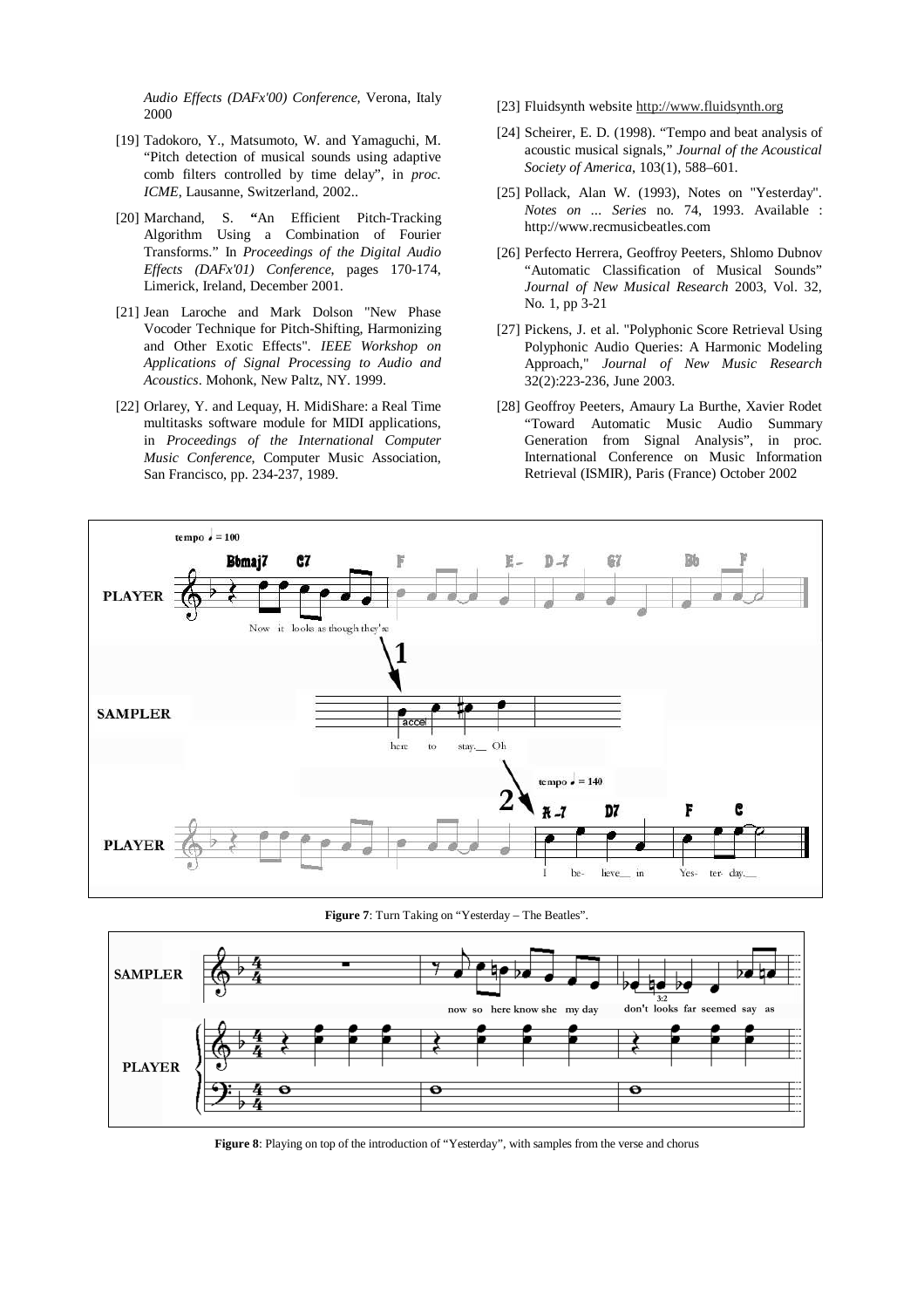*Audio Effects (DAFx'00) Conference,* Verona, Italy 2000

[19] Tadokoro, Y., Matsumoto, W. and Yamaguchi, M. "Pitch detection of musical sounds using adaptive comb filters controlled by time delay", in *proc. ICME*, Lausanne, Switzerland, 2002..

[20] Marchand, S. "An Efficient Pitch-Tracking Algorithm Using a Combination of Fourier Transforms." In *Proceedings of the Digital Audio Effects (DAFx'01) Conference*, pages 170-174, Limerick, Ireland, December 2001.

[21] Jean Laroche and Mark Dolson "New Phase Vocoder Technique for Pitch-Shifting, Harmonizing and Other Exotic Effects". *IEEE Workshop on Applications of Signal Processing to Audio and Acoustics*. Mohonk, New Paltz, NY. 1999.

[22] Orlarey, Y. and Lequay, H. MidiShare: a Real Time multitasks software module for MIDI applications, in *Proceedings of the International Computer Music Conference*, Computer Music Association, San Francisco, pp. 234-237, 1989.

[23] Fluidsynth website http://www.fluidsynth.org

[24] Scheirer, E. D. (1998). "Tempo and beat analysis of acoustic musical signals," *Journal of the Acoustical Society of America*, 103(1), 588–601.

[25] Pollack, Alan W. (1993), Notes on "Yesterday". *Notes on ... Series* no. 74, 1993. Available : http://www.recmusicbeatles.com

[26] Perfecto Herrera, Geoffroy Peeters, Shlomo Dubnov "Automatic Classification of Musical Sounds" *Journal of New Musical Research* 2003, Vol. 32, No. 1, pp 3-21

[27] Pickens, J. et al. "Polyphonic Score Retrieval Using Polyphonic Audio Queries: A Harmonic Modeling Approach," *Journal of New Music Research* 32(2):223-236, June 2003.

[28] Geoffroy Peeters, Amaury La Burthe, Xavier Rodet "Toward Automatic Music Audio Summary Generation from Signal Analysis", in proc. International Conference on Music Information Retrieval (ISMIR), Paris (France) October 2002

**Figure 7**: Turn Taking on "Yesterday – The Beatles".

**Figure 8**: Playing on top of the introduction of "Yesterday", with samples from the verse and chorus